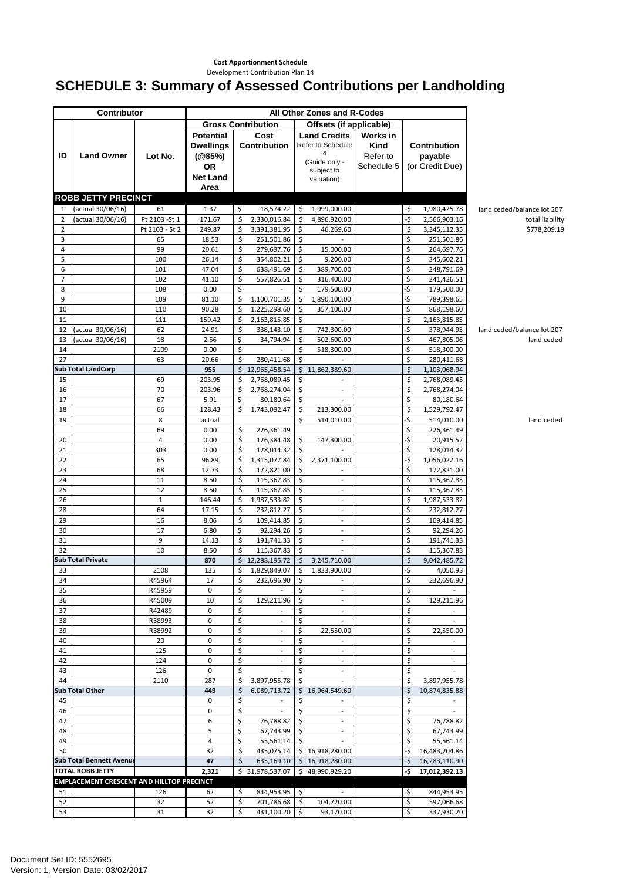**Cost Apportionment Schedule**

Development Contribution Plan 14

# SCHEDULE 3: Summary of Assessed Contributions per Landholding

| Contributor | | | All Other Zones and R-Codes | | | | | |
|---|---|---|---|---|---|---|---|---|
| | | | Gross Contribution | | Offsets (if applicable) | | | |
| ID | Land Owner | Lot No. | Potential Dwellings (@85%) OR Net Land Area | Cost Contribution | Land Credits Refer to Schedule 4 (Guide only - subject to valuation) | Works in Kind Refer to Schedule 5 | Contribution payable (or Credit Due) | |
| **ROBB JETTY PRECINCT** | | | | | | | | |
| 1 | (actual 30/06/16) | 61 | 1.37 | $ 18,574.22 | $ 1,999,000.00 | | -$ 1,980,425.78 | land ceded/balance lot 207 |
| 2 | (actual 30/06/16) | Pt 2103 -St 1 | 171.67 | $ 2,330,016.84 | $ 4,896,920.00 | | -$ 2,566,903.16 | total liability |
| 2 | | Pt 2103 - St 2 | 249.87 | $ 3,391,381.95 | $ 46,269.60 | | $ 3,345,112.35 | $778,209.19 |
| 3 | | 65 | 18.53 | $ 251,501.86 | $ - | | $ 251,501.86 | |
| 4 | | 99 | 20.61 | $ 279,697.76 | $ 15,000.00 | | $ 264,697.76 | |
| 5 | | 100 | 26.14 | $ 354,802.21 | $ 9,200.00 | | $ 345,602.21 | |
| 6 | | 101 | 47.04 | $ 638,491.69 | $ 389,700.00 | | $ 248,791.69 | |
| 7 | | 102 | 41.10 | $ 557,826.51 | $ 316,400.00 | | $ 241,426.51 | |
| 8 | | 108 | 0.00 | $ - | $ 179,500.00 | | -$ 179,500.00 | |
| 9 | | 109 | 81.10 | $ 1,100,701.35 | $ 1,890,100.00 | | -$ 789,398.65 | |
| 10 | | 110 | 90.28 | $ 1,225,298.60 | $ 357,100.00 | | $ 868,198.60 | |
| 11 | | 111 | 159.42 | $ 2,163,815.85 | $ - | | $ 2,163,815.85 | |
| 12 | (actual 30/06/16) | 62 | 24.91 | $ 338,143.10 | $ 742,300.00 | | -$ 378,944.93 | land ceded/balance lot 207 |
| 13 | (actual 30/06/16) | 18 | 2.56 | $ 34,794.94 | $ 502,600.00 | | -$ 467,805.06 | land ceded |
| 14 | | 2109 | 0.00 | $ - | $ 518,300.00 | | -$ 518,300.00 | |
| 27 | | 63 | 20.66 | $ 280,411.68 | $ - | | $ 280,411.68 | |
| **Sub Total LandCorp** | | | **955** | $ 12,965,458.54 | $ 11,862,389.60 | | $ 1,103,068.94 | |
| 15 | | 69 | 203.95 | $ 2,768,089.45 | $ - | | $ 2,768,089.45 | |
| 16 | | 70 | 203.96 | $ 2,768,274.04 | $ - | | $ 2,768,274.04 | |
| 17 | | 67 | 5.91 | $ 80,180.64 | $ - | | $ 80,180.64 | |
| 18 | | 66 | 128.43 | $ 1,743,092.47 | $ 213,300.00 | | $ 1,529,792.47 | |
| 19 | | 8 | actual | | $ 514,010.00 | | -$ 514,010.00 | land ceded |
| | | 69 | 0.00 | $ 226,361.49 | | | $ 226,361.49 | |
| 20 | | 4 | 0.00 | $ 126,384.48 | $ 147,300.00 | | -$ 20,915.52 | |
| 21 | | 303 | 0.00 | $ 128,014.32 | $ - | | $ 128,014.32 | |
| 22 | | 65 | 96.89 | $ 1,315,077.84 | $ 2,371,100.00 | | -$ 1,056,022.16 | |
| 23 | | 68 | 12.73 | $ 172,821.00 | $ - | | $ 172,821.00 | |
| 24 | | 11 | 8.50 | $ 115,367.83 | $ - | | $ 115,367.83 | |
| 25 | | 12 | 8.50 | $ 115,367.83 | $ - | | $ 115,367.83 | |
| 26 | | 1 | 146.44 | $ 1,987,533.82 | $ - | | $ 1,987,533.82 | |
| 28 | | 64 | 17.15 | $ 232,812.27 | $ - | | $ 232,812.27 | |
| 29 | | 16 | 8.06 | $ 109,414.85 | $ - | | $ 109,414.85 | |
| 30 | | 17 | 6.80 | $ 92,294.26 | $ - | | $ 92,294.26 | |
| 31 | | 9 | 14.13 | $ 191,741.33 | $ - | | $ 191,741.33 | |
| 32 | | 10 | 8.50 | $ 115,367.83 | $ - | | $ 115,367.83 | |
| **Sub Total Private** | | | **870** | $ 12,288,195.72 | $ 3,245,710.00 | | $ 9,042,485.72 | |
| 33 | | 2108 | 135 | $ 1,829,849.07 | $ 1,833,900.00 | | -$ 4,050.93 | |
| 34 | | R45964 | 17 | $ 232,696.90 | $ - | | $ 232,696.90 | |
| 35 | | R45959 | 0 | $ - | $ - | | $ - | |
| 36 | | R45009 | 10 | $ 129,211.96 | $ - | | $ 129,211.96 | |
| 37 | | R42489 | 0 | $ - | $ - | | $ - | |
| 38 | | R38993 | 0 | $ - | $ - | | $ - | |
| 39 | | R38992 | 0 | $ - | $ 22,550.00 | | -$ 22,550.00 | |
| 40 | | 20 | 0 | $ - | $ - | | $ - | |
| 41 | | 125 | 0 | $ - | $ - | | $ - | |
| 42 | | 124 | 0 | $ - | $ - | | $ - | |
| 43 | | 126 | 0 | $ - | $ - | | $ - | |
| 44 | | 2110 | 287 | $ 3,897,955.78 | $ - | | $ 3,897,955.78 | |
| **Sub Total Other** | | | **449** | $ 6,089,713.72 | $ 16,964,549.60 | | -$ 10,874,835.88 | |
| 45 | | | 0 | $ - | $ - | | $ - | |
| 46 | | | 0 | $ - | $ - | | $ - | |
| 47 | | | 6 | $ 76,788.82 | $ - | | $ 76,788.82 | |
| 48 | | | 5 | $ 67,743.99 | $ - | | $ 67,743.99 | |
| 49 | | | 4 | $ 55,561.14 | $ - | | $ 55,561.14 | |
| 50 | | | 32 | $ 435,075.14 | $ 16,918,280.00 | | -$ 16,483,204.86 | |
| **Sub Total Bennett Avenue** | | | **47** | $ 635,169.10 | $ 16,918,280.00 | | -$ 16,283,110.90 | |
| **TOTAL ROBB JETTY** | | | **2,321** | $ 31,978,537.07 | $ 48,990,929.20 | | **-$ 17,012,392.13** | |
| **EMPLACEMENT CRESCENT AND HILLTOP PRECINCT** | | | | | | | | |
| 51 | | 126 | 62 | $ 844,953.95 | $ - | | $ 844,953.95 | |
| 52 | | 32 | 52 | $ 701,786.68 | $ 104,720.00 | | $ 597,066.68 | |
| 53 | | 31 | 32 | $ 431,100.20 | $ 93,170.00 | | $ 337,930.20 | |

Document Set ID: 5552695
Version: 1, Version Date: 03/02/2017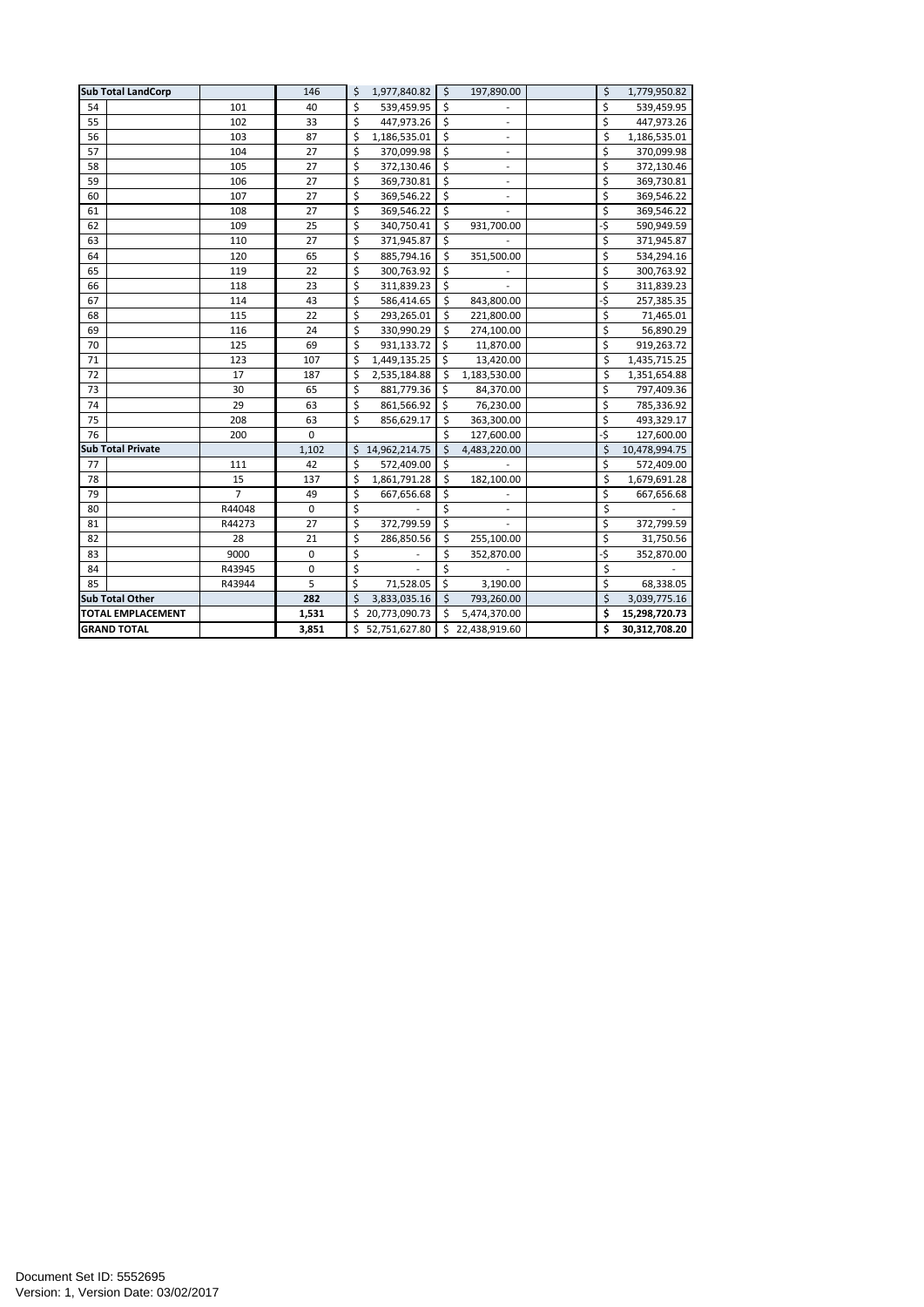| | | | | | | | |
|---|---|---|---|---|---|---|---|
| **Sub Total LandCorp** | | | 146 | $ 1,977,840.82 | $ 197,890.00 | | $ 1,779,950.82 |
| 54 | | 101 | 40 | $ 539,459.95 | $ - | | $ 539,459.95 |
| 55 | | 102 | 33 | $ 447,973.26 | $ - | | $ 447,973.26 |
| 56 | | 103 | 87 | $ 1,186,535.01 | $ - | | $ 1,186,535.01 |
| 57 | | 104 | 27 | $ 370,099.98 | $ - | | $ 370,099.98 |
| 58 | | 105 | 27 | $ 372,130.46 | $ - | | $ 372,130.46 |
| 59 | | 106 | 27 | $ 369,730.81 | $ - | | $ 369,730.81 |
| 60 | | 107 | 27 | $ 369,546.22 | $ - | | $ 369,546.22 |
| 61 | | 108 | 27 | $ 369,546.22 | $ - | | $ 369,546.22 |
| 62 | | 109 | 25 | $ 340,750.41 | $ 931,700.00 | | -$ 590,949.59 |
| 63 | | 110 | 27 | $ 371,945.87 | $ - | | $ 371,945.87 |
| 64 | | 120 | 65 | $ 885,794.16 | $ 351,500.00 | | $ 534,294.16 |
| 65 | | 119 | 22 | $ 300,763.92 | $ - | | $ 300,763.92 |
| 66 | | 118 | 23 | $ 311,839.23 | $ - | | $ 311,839.23 |
| 67 | | 114 | 43 | $ 586,414.65 | $ 843,800.00 | | -$ 257,385.35 |
| 68 | | 115 | 22 | $ 293,265.01 | $ 221,800.00 | | $ 71,465.01 |
| 69 | | 116 | 24 | $ 330,990.29 | $ 274,100.00 | | $ 56,890.29 |
| 70 | | 125 | 69 | $ 931,133.72 | $ 11,870.00 | | $ 919,263.72 |
| 71 | | 123 | 107 | $ 1,449,135.25 | $ 13,420.00 | | $ 1,435,715.25 |
| 72 | | 17 | 187 | $ 2,535,184.88 | $ 1,183,530.00 | | $ 1,351,654.88 |
| 73 | | 30 | 65 | $ 881,779.36 | $ 84,370.00 | | $ 797,409.36 |
| 74 | | 29 | 63 | $ 861,566.92 | $ 76,230.00 | | $ 785,336.92 |
| 75 | | 208 | 63 | $ 856,629.17 | $ 363,300.00 | | $ 493,329.17 |
| 76 | | 200 | 0 | | $ 127,600.00 | | -$ 127,600.00 |
| **Sub Total Private** | | | 1,102 | $ 14,962,214.75 | $ 4,483,220.00 | | $ 10,478,994.75 |
| 77 | | 111 | 42 | $ 572,409.00 | $ - | | $ 572,409.00 |
| 78 | | 15 | 137 | $ 1,861,791.28 | $ 182,100.00 | | $ 1,679,691.28 |
| 79 | | 7 | 49 | $ 667,656.68 | $ - | | $ 667,656.68 |
| 80 | | R44048 | 0 | $ - | $ - | | $ - |
| 81 | | R44273 | 27 | $ 372,799.59 | $ - | | $ 372,799.59 |
| 82 | | 28 | 21 | $ 286,850.56 | $ 255,100.00 | | $ 31,750.56 |
| 83 | | 9000 | 0 | $ - | $ 352,870.00 | | -$ 352,870.00 |
| 84 | | R43945 | 0 | $ - | $ - | | $ - |
| 85 | | R43944 | 5 | $ 71,528.05 | $ 3,190.00 | | $ 68,338.05 |
| **Sub Total Other** | | | **282** | $ 3,833,035.16 | $ 793,260.00 | | $ 3,039,775.16 |
| **TOTAL EMPLACEMENT** | | | **1,531** | $ 20,773,090.73 | $ 5,474,370.00 | | **$ 15,298,720.73** |
| **GRAND TOTAL** | | | **3,851** | $ 52,751,627.80 | $ 22,438,919.60 | | **$ 30,312,708.20** |

Document Set ID: 5552695
Version: 1, Version Date: 03/02/2017